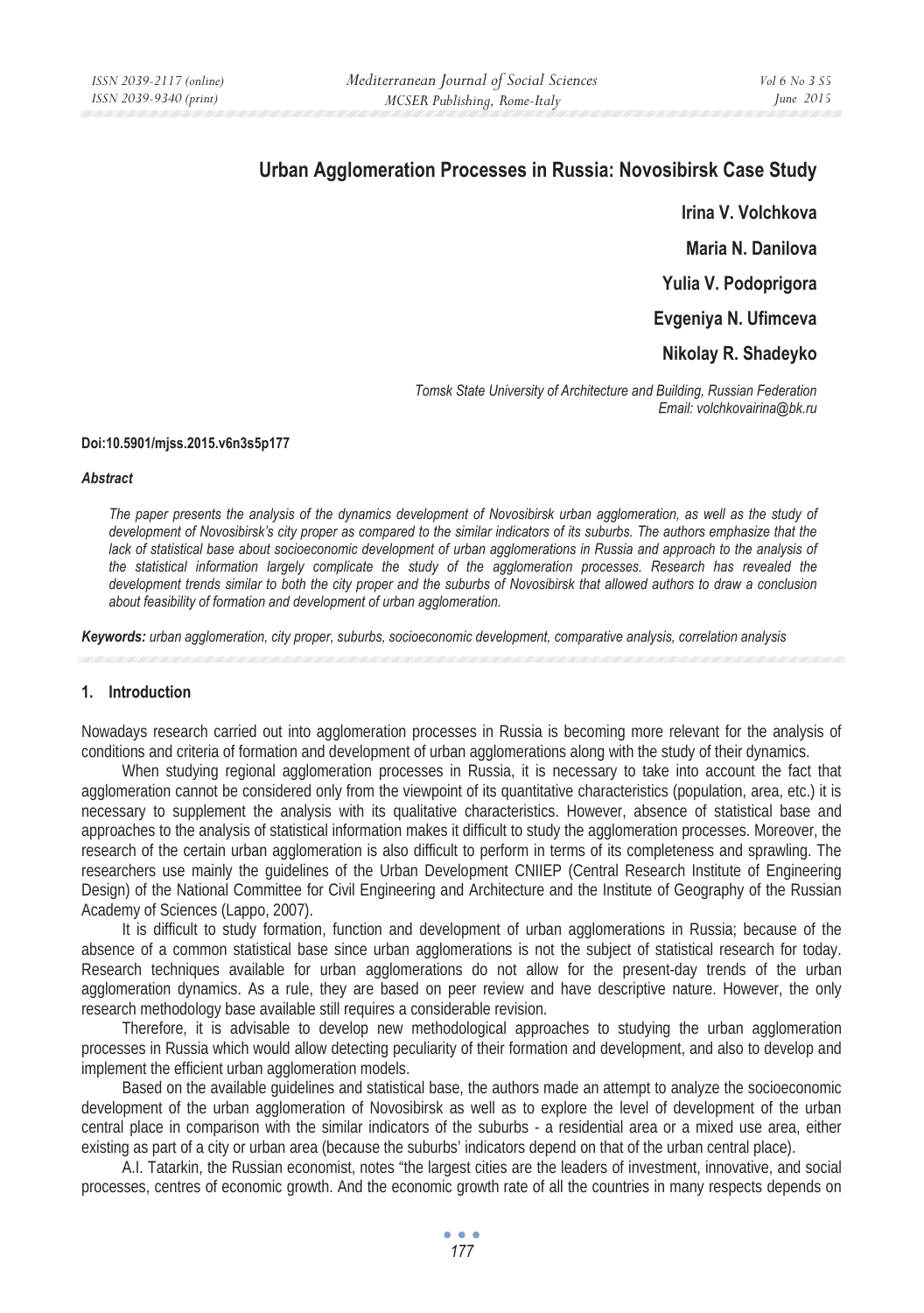# Urban Agglomeration Processes in Russia: Novosibirsk Case Study

**Irina V. Volchkova**

**Maria N. Danilova**

**Yulia V. Podoprigora**

**Evgeniya N. Ufimceva**

**Nikolay R. Shadeyko**

*Tomsk State University of Architecture and Building, Russian Federation*
*Email: volchkovairina@bk.ru*

**Doi:10.5901/mjss.2015.v6n3s5p177**

***Abstract***

*The paper presents the analysis of the dynamics development of Novosibirsk urban agglomeration, as well as the study of development of Novosibirsk's city proper as compared to the similar indicators of its suburbs. The authors emphasize that the lack of statistical base about socioeconomic development of urban agglomerations in Russia and approach to the analysis of the statistical information largely complicate the study of the agglomeration processes. Research has revealed the development trends similar to both the city proper and the suburbs of Novosibirsk that allowed authors to draw a conclusion about feasibility of formation and development of urban agglomeration.*

***Keywords:*** *urban agglomeration, city proper, suburbs, socioeconomic development, comparative analysis, correlation analysis*

## 1. Introduction

Nowadays research carried out into agglomeration processes in Russia is becoming more relevant for the analysis of conditions and criteria of formation and development of urban agglomerations along with the study of their dynamics.

When studying regional agglomeration processes in Russia, it is necessary to take into account the fact that agglomeration cannot be considered only from the viewpoint of its quantitative characteristics (population, area, etc.) it is necessary to supplement the analysis with its qualitative characteristics. However, absence of statistical base and approaches to the analysis of statistical information makes it difficult to study the agglomeration processes. Moreover, the research of the certain urban agglomeration is also difficult to perform in terms of its completeness and sprawling. The researchers use mainly the guidelines of the Urban Development CNIIEP (Central Research Institute of Engineering Design) of the National Committee for Civil Engineering and Architecture and the Institute of Geography of the Russian Academy of Sciences (Lappo, 2007).

It is difficult to study formation, function and development of urban agglomerations in Russia; because of the absence of a common statistical base since urban agglomerations is not the subject of statistical research for today. Research techniques available for urban agglomerations do not allow for the present-day trends of the urban agglomeration dynamics. As a rule, they are based on peer review and have descriptive nature. However, the only research methodology base available still requires a considerable revision.

Therefore, it is advisable to develop new methodological approaches to studying the urban agglomeration processes in Russia which would allow detecting peculiarity of their formation and development, and also to develop and implement the efficient urban agglomeration models.

Based on the available guidelines and statistical base, the authors made an attempt to analyze the socioeconomic development of the urban agglomeration of Novosibirsk as well as to explore the level of development of the urban central place in comparison with the similar indicators of the suburbs - a residential area or a mixed use area, either existing as part of a city or urban area (because the suburbs' indicators depend on that of the urban central place).

A.I. Tatarkin, the Russian economist, notes "the largest cities are the leaders of investment, innovative, and social processes, centres of economic growth. And the economic growth rate of all the countries in many respects depends on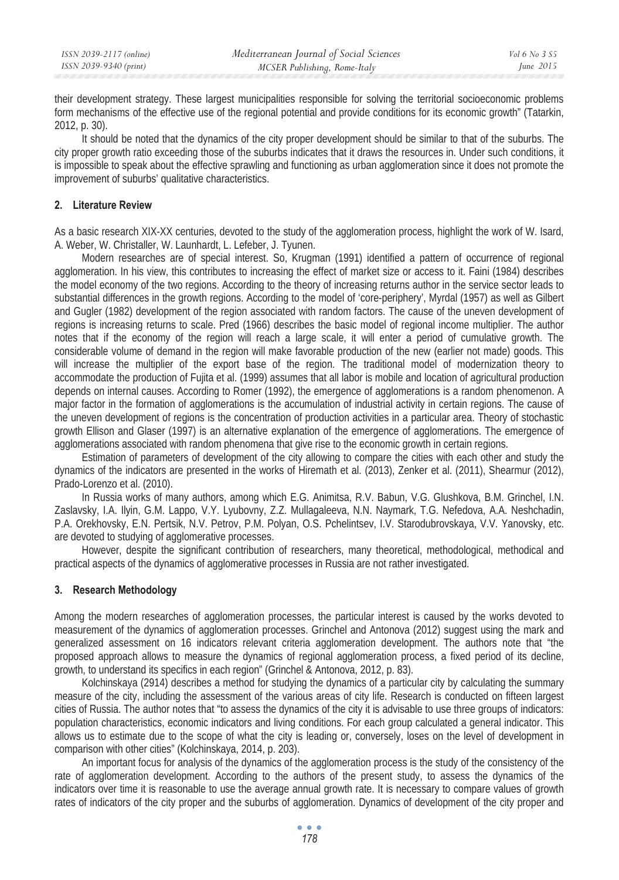their development strategy. These largest municipalities responsible for solving the territorial socioeconomic problems form mechanisms of the effective use of the regional potential and provide conditions for its economic growth" (Tatarkin, 2012, p. 30).

It should be noted that the dynamics of the city proper development should be similar to that of the suburbs. The city proper growth ratio exceeding those of the suburbs indicates that it draws the resources in. Under such conditions, it is impossible to speak about the effective sprawling and functioning as urban agglomeration since it does not promote the improvement of suburbs' qualitative characteristics.

## 2. Literature Review

As a basic research XIX-XX centuries, devoted to the study of the agglomeration process, highlight the work of W. Isard, A. Weber, W. Christaller, W. Launhardt, L. Lefeber, J. Tyunen.

Modern researches are of special interest. So, Krugman (1991) identified a pattern of occurrence of regional agglomeration. In his view, this contributes to increasing the effect of market size or access to it. Faini (1984) describes the model economy of the two regions. According to the theory of increasing returns author in the service sector leads to substantial differences in the growth regions. According to the model of 'core-periphery', Myrdal (1957) as well as Gilbert and Gugler (1982) development of the region associated with random factors. The cause of the uneven development of regions is increasing returns to scale. Pred (1966) describes the basic model of regional income multiplier. The author notes that if the economy of the region will reach a large scale, it will enter a period of cumulative growth. The considerable volume of demand in the region will make favorable production of the new (earlier not made) goods. This will increase the multiplier of the export base of the region. The traditional model of modernization theory to accommodate the production of Fujita et al. (1999) assumes that all labor is mobile and location of agricultural production depends on internal causes. According to Romer (1992), the emergence of agglomerations is a random phenomenon. A major factor in the formation of agglomerations is the accumulation of industrial activity in certain regions. The cause of the uneven development of regions is the concentration of production activities in a particular area. Theory of stochastic growth Ellison and Glaser (1997) is an alternative explanation of the emergence of agglomerations. The emergence of agglomerations associated with random phenomena that give rise to the economic growth in certain regions.

Estimation of parameters of development of the city allowing to compare the cities with each other and study the dynamics of the indicators are presented in the works of Hiremath et al. (2013), Zenker et al. (2011), Shearmur (2012), Prado-Lorenzo et al. (2010).

In Russia works of many authors, among which E.G. Animitsa, R.V. Babun, V.G. Glushkova, B.M. Grinchel, I.N. Zaslavsky, I.A. Ilyin, G.M. Lappo, V.Y. Lyubovny, Z.Z. Mullagaleeva, N.N. Naymark, T.G. Nefedova, A.A. Neshchadin, P.A. Orekhovsky, E.N. Pertsik, N.V. Petrov, P.M. Polyan, O.S. Pchelintsev, I.V. Starodubrovskaya, V.V. Yanovsky, etc. are devoted to studying of agglomerative processes.

However, despite the significant contribution of researchers, many theoretical, methodological, methodical and practical aspects of the dynamics of agglomerative processes in Russia are not rather investigated.

## 3. Research Methodology

Among the modern researches of agglomeration processes, the particular interest is caused by the works devoted to measurement of the dynamics of agglomeration processes. Grinchel and Antonova (2012) suggest using the mark and generalized assessment on 16 indicators relevant criteria agglomeration development. The authors note that "the proposed approach allows to measure the dynamics of regional agglomeration process, a fixed period of its decline, growth, to understand its specifics in each region" (Grinchel & Antonova, 2012, p. 83).

Kolchinskaya (2914) describes a method for studying the dynamics of a particular city by calculating the summary measure of the city, including the assessment of the various areas of city life. Research is conducted on fifteen largest cities of Russia. The author notes that "to assess the dynamics of the city it is advisable to use three groups of indicators: population characteristics, economic indicators and living conditions. For each group calculated a general indicator. This allows us to estimate due to the scope of what the city is leading or, conversely, loses on the level of development in comparison with other cities" (Kolchinskaya, 2014, p. 203).

An important focus for analysis of the dynamics of the agglomeration process is the study of the consistency of the rate of agglomeration development. According to the authors of the present study, to assess the dynamics of the indicators over time it is reasonable to use the average annual growth rate. It is necessary to compare values of growth rates of indicators of the city proper and the suburbs of agglomeration. Dynamics of development of the city proper and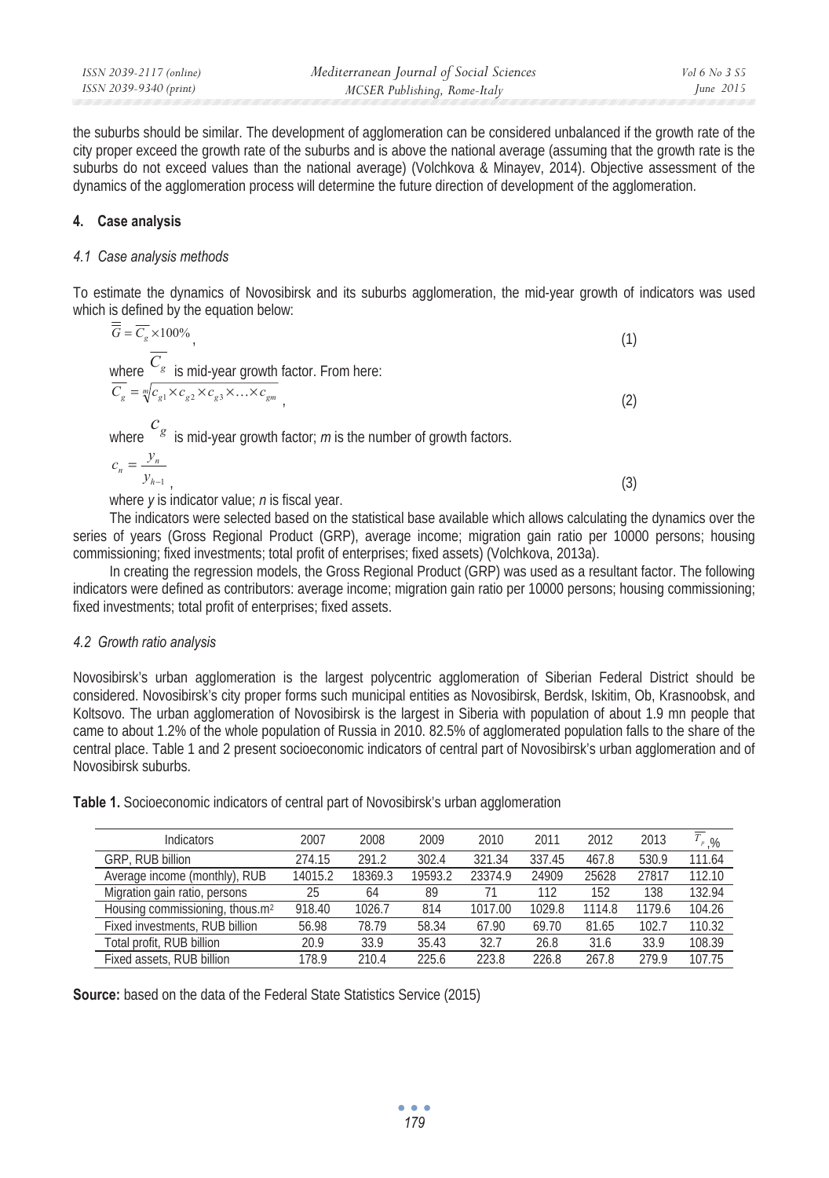the suburbs should be similar. The development of agglomeration can be considered unbalanced if the growth rate of the city proper exceed the growth rate of the suburbs and is above the national average (assuming that the growth rate is the suburbs do not exceed values than the national average) (Volchkova & Minayev, 2014). Objective assessment of the dynamics of the agglomeration process will determine the future direction of development of the agglomeration.

## 4. Case analysis

### 4.1 Case analysis methods

To estimate the dynamics of Novosibirsk and its suburbs agglomeration, the mid-year growth of indicators was used which is defined by the equation below:

$$\overline{\overline{G}} = \overline{C_g} \times 100\%, \tag{1}$$

where $\overline{C_g}$ is mid-year growth factor. From here:

$$\overline{C_g} = \sqrt[m]{c_{g1} \times c_{g2} \times c_{g3} \times \ldots \times c_{gm}}, \tag{2}$$

where $c_g$ is mid-year growth factor; *m* is the number of growth factors.

$$c_n = \frac{y_n}{y_{n-1}}, \tag{3}$$

where *y* is indicator value; *n* is fiscal year.

The indicators were selected based on the statistical base available which allows calculating the dynamics over the series of years (Gross Regional Product (GRP), average income; migration gain ratio per 10000 persons; housing commissioning; fixed investments; total profit of enterprises; fixed assets) (Volchkova, 2013a).

In creating the regression models, the Gross Regional Product (GRP) was used as a resultant factor. The following indicators were defined as contributors: average income; migration gain ratio per 10000 persons; housing commissioning; fixed investments; total profit of enterprises; fixed assets.

### 4.2 Growth ratio analysis

Novosibirsk's urban agglomeration is the largest polycentric agglomeration of Siberian Federal District should be considered. Novosibirsk's city proper forms such municipal entities as Novosibirsk, Berdsk, Iskitim, Ob, Krasnoobsk, and Koltsovo. The urban agglomeration of Novosibirsk is the largest in Siberia with population of about 1.9 mn people that came to about 1.2% of the whole population of Russia in 2010. 82.5% of agglomerated population falls to the share of the central place. Table 1 and 2 present socioeconomic indicators of central part of Novosibirsk's urban agglomeration and of Novosibirsk suburbs.

**Table 1.** Socioeconomic indicators of central part of Novosibirsk's urban agglomeration

| Indicators | 2007 | 2008 | 2009 | 2010 | 2011 | 2012 | 2013 | $\overline{T_p}$, % |
|---|---|---|---|---|---|---|---|---|
| GRP, RUB billion | 274.15 | 291.2 | 302.4 | 321.34 | 337.45 | 467.8 | 530.9 | 111.64 |
| Average income (monthly), RUB | 14015.2 | 18369.3 | 19593.2 | 23374.9 | 24909 | 25628 | 27817 | 112.10 |
| Migration gain ratio, persons | 25 | 64 | 89 | 71 | 112 | 152 | 138 | 132.94 |
| Housing commissioning, thous.m$^2$ | 918.40 | 1026.7 | 814 | 1017.00 | 1029.8 | 1114.8 | 1179.6 | 104.26 |
| Fixed investments, RUB billion | 56.98 | 78.79 | 58.34 | 67.90 | 69.70 | 81.65 | 102.7 | 110.32 |
| Total profit, RUB billion | 20.9 | 33.9 | 35.43 | 32.7 | 26.8 | 31.6 | 33.9 | 108.39 |
| Fixed assets, RUB billion | 178.9 | 210.4 | 225.6 | 223.8 | 226.8 | 267.8 | 279.9 | 107.75 |

**Source:** based on the data of the Federal State Statistics Service (2015)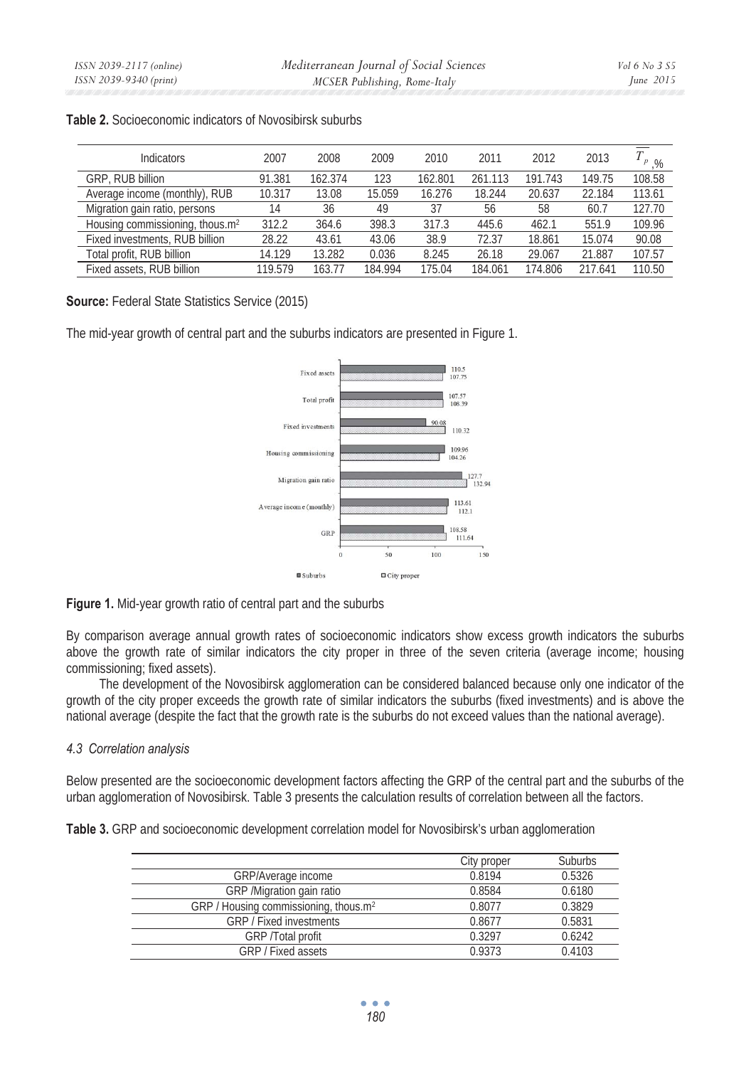**Table 2.** Socioeconomic indicators of Novosibirsk suburbs

| Indicators | 2007 | 2008 | 2009 | 2010 | 2011 | 2012 | 2013 | $\overline{T_p}$, % |
|---|---|---|---|---|---|---|---|---|
| GRP, RUB billion | 91.381 | 162.374 | 123 | 162.801 | 261.113 | 191.743 | 149.75 | 108.58 |
| Average income (monthly), RUB | 10.317 | 13.08 | 15.059 | 16.276 | 18.244 | 20.637 | 22.184 | 113.61 |
| Migration gain ratio, persons | 14 | 36 | 49 | 37 | 56 | 58 | 60.7 | 127.70 |
| Housing commissioning, thous.m$^2$ | 312.2 | 364.6 | 398.3 | 317.3 | 445.6 | 462.1 | 551.9 | 109.96 |
| Fixed investments, RUB billion | 28.22 | 43.61 | 43.06 | 38.9 | 72.37 | 18.861 | 15.074 | 90.08 |
| Total profit, RUB billion | 14.129 | 13.282 | 0.036 | 8.245 | 26.18 | 29.067 | 21.887 | 107.57 |
| Fixed assets, RUB billion | 119.579 | 163.77 | 184.994 | 175.04 | 184.061 | 174.806 | 217.641 | 110.50 |

**Source:** Federal State Statistics Service (2015)

The mid-year growth of central part and the suburbs indicators are presented in Figure 1.

**Figure 1.** Mid-year growth ratio of central part and the suburbs

By comparison average annual growth rates of socioeconomic indicators show excess growth indicators the suburbs above the growth rate of similar indicators the city proper in three of the seven criteria (average income; housing commissioning; fixed assets).

The development of the Novosibirsk agglomeration can be considered balanced because only one indicator of the growth of the city proper exceeds the growth rate of similar indicators the suburbs (fixed investments) and is above the national average (despite the fact that the growth rate is the suburbs do not exceed values than the national average).

### *4.3 Correlation analysis*

Below presented are the socioeconomic development factors affecting the GRP of the central part and the suburbs of the urban agglomeration of Novosibirsk. Table 3 presents the calculation results of correlation between all the factors.

**Table 3.** GRP and socioeconomic development correlation model for Novosibirsk's urban agglomeration

| | City proper | Suburbs |
|---|---|---|
| GRP/Average income | 0.8194 | 0.5326 |
| GRP /Migration gain ratio | 0.8584 | 0.6180 |
| GRP / Housing commissioning, thous.m$^2$ | 0.8077 | 0.3829 |
| GRP / Fixed investments | 0.8677 | 0.5831 |
| GRP /Total profit | 0.3297 | 0.6242 |
| GRP / Fixed assets | 0.9373 | 0.4103 |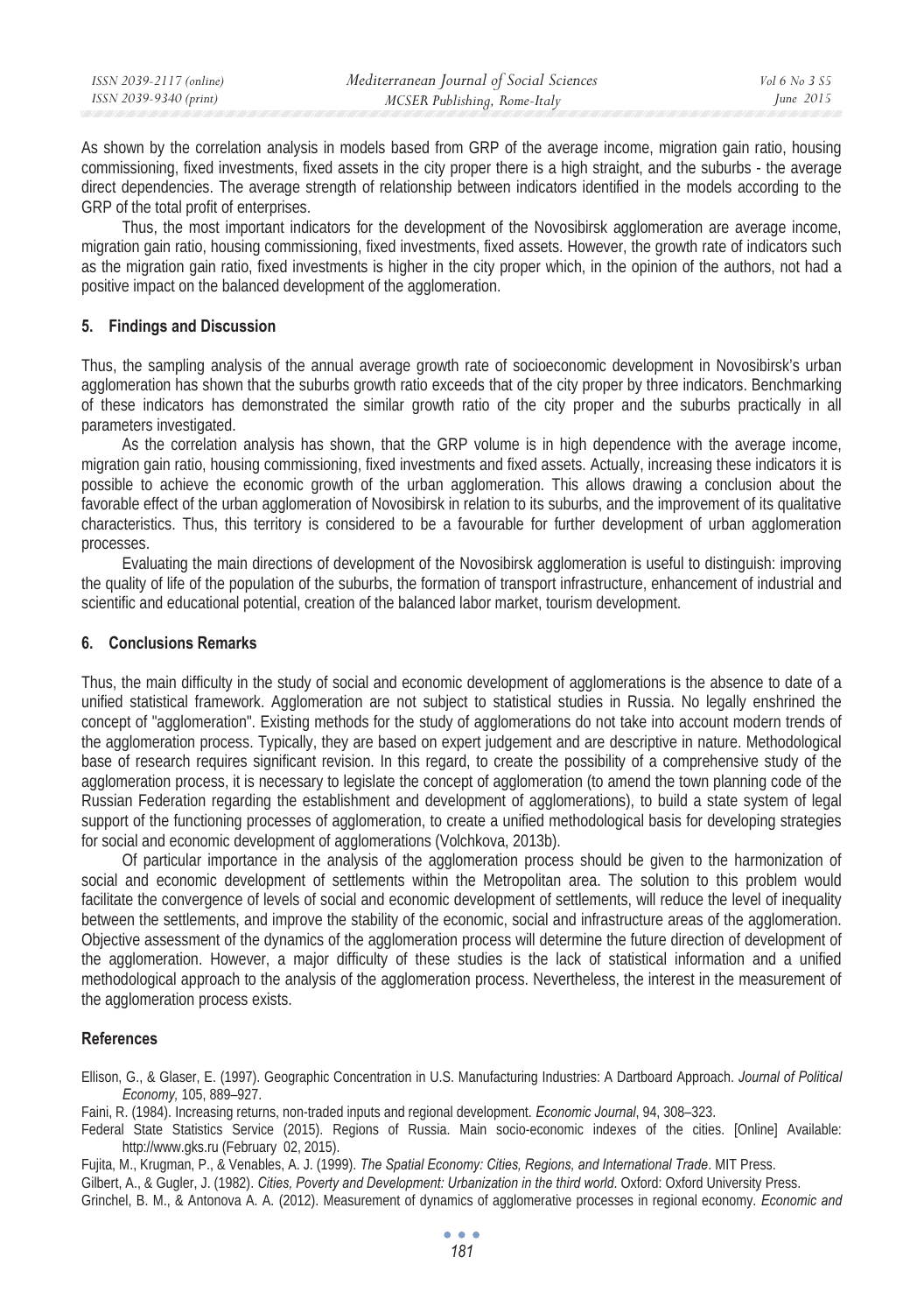As shown by the correlation analysis in models based from GRP of the average income, migration gain ratio, housing commissioning, fixed investments, fixed assets in the city proper there is a high straight, and the suburbs - the average direct dependencies. The average strength of relationship between indicators identified in the models according to the GRP of the total profit of enterprises.

Thus, the most important indicators for the development of the Novosibirsk agglomeration are average income, migration gain ratio, housing commissioning, fixed investments, fixed assets. However, the growth rate of indicators such as the migration gain ratio, fixed investments is higher in the city proper which, in the opinion of the authors, not had a positive impact on the balanced development of the agglomeration.

## 5. Findings and Discussion

Thus, the sampling analysis of the annual average growth rate of socioeconomic development in Novosibirsk's urban agglomeration has shown that the suburbs growth ratio exceeds that of the city proper by three indicators. Benchmarking of these indicators has demonstrated the similar growth ratio of the city proper and the suburbs practically in all parameters investigated.

As the correlation analysis has shown, that the GRP volume is in high dependence with the average income, migration gain ratio, housing commissioning, fixed investments and fixed assets. Actually, increasing these indicators it is possible to achieve the economic growth of the urban agglomeration. This allows drawing a conclusion about the favorable effect of the urban agglomeration of Novosibirsk in relation to its suburbs, and the improvement of its qualitative characteristics. Thus, this territory is considered to be a favourable for further development of urban agglomeration processes.

Evaluating the main directions of development of the Novosibirsk agglomeration is useful to distinguish: improving the quality of life of the population of the suburbs, the formation of transport infrastructure, enhancement of industrial and scientific and educational potential, creation of the balanced labor market, tourism development.

## 6. Conclusions Remarks

Thus, the main difficulty in the study of social and economic development of agglomerations is the absence to date of a unified statistical framework. Agglomeration are not subject to statistical studies in Russia. No legally enshrined the concept of "agglomeration". Existing methods for the study of agglomerations do not take into account modern trends of the agglomeration process. Typically, they are based on expert judgement and are descriptive in nature. Methodological base of research requires significant revision. In this regard, to create the possibility of a comprehensive study of the agglomeration process, it is necessary to legislate the concept of agglomeration (to amend the town planning code of the Russian Federation regarding the establishment and development of agglomerations), to build a state system of legal support of the functioning processes of agglomeration, to create a unified methodological basis for developing strategies for social and economic development of agglomerations (Volchkova, 2013b).

Of particular importance in the analysis of the agglomeration process should be given to the harmonization of social and economic development of settlements within the Metropolitan area. The solution to this problem would facilitate the convergence of levels of social and economic development of settlements, will reduce the level of inequality between the settlements, and improve the stability of the economic, social and infrastructure areas of the agglomeration. Objective assessment of the dynamics of the agglomeration process will determine the future direction of development of the agglomeration. However, a major difficulty of these studies is the lack of statistical information and a unified methodological approach to the analysis of the agglomeration process. Nevertheless, the interest in the measurement of the agglomeration process exists.

## References

Ellison, G., & Glaser, E. (1997). Geographic Concentration in U.S. Manufacturing Industries: A Dartboard Approach. *Journal of Political Economy*, 105, 889–927.

Faini, R. (1984). Increasing returns, non-traded inputs and regional development. *Economic Journal*, 94, 308–323.

Federal State Statistics Service (2015). Regions of Russia. Main socio-economic indexes of the cities. [Online] Available: http://www.gks.ru (February 02, 2015).

Fujita, M., Krugman, P., & Venables, A. J. (1999). *The Spatial Economy: Cities, Regions, and International Trade*. MIT Press.

Gilbert, A., & Gugler, J. (1982). *Cities, Poverty and Development: Urbanization in the third world*. Oxford: Oxford University Press.

Grinchel, B. M., & Antonova A. A. (2012). Measurement of dynamics of agglomerative processes in regional economy. *Economic and*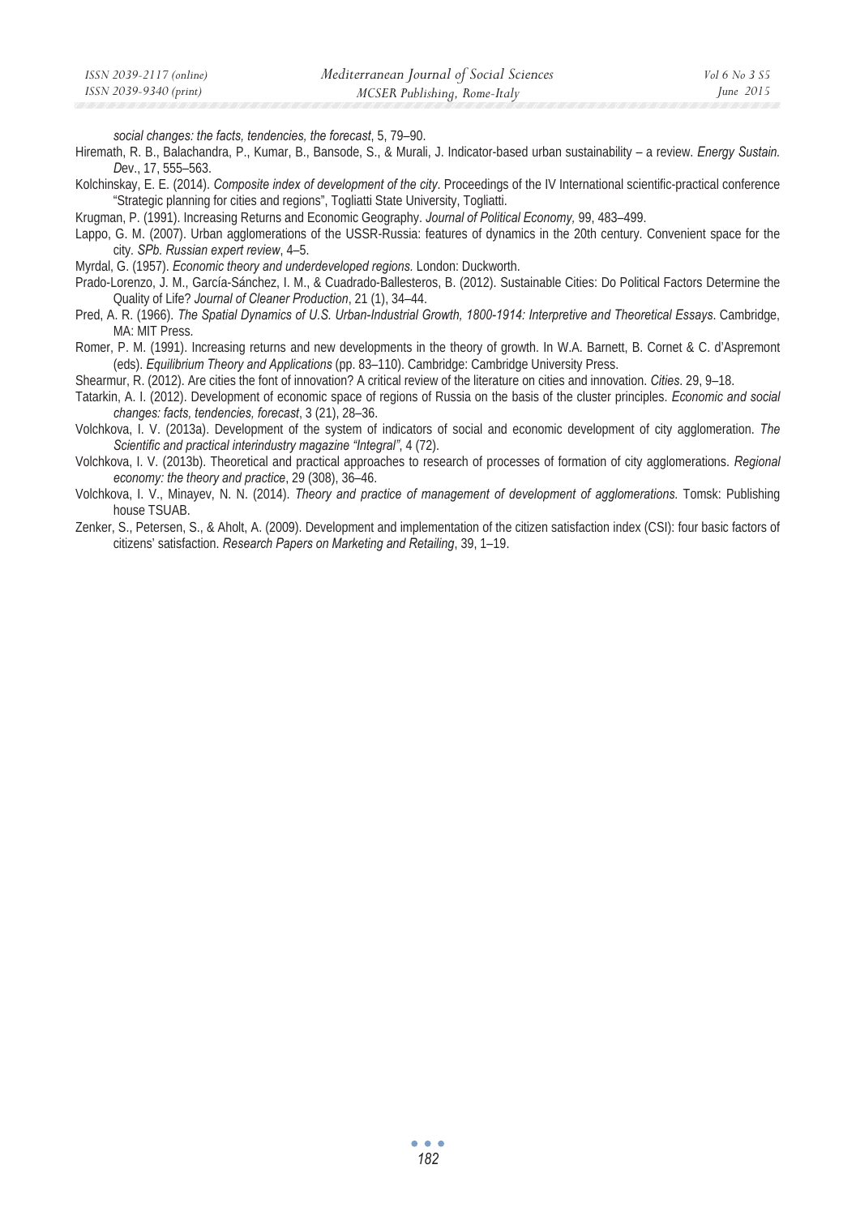*social changes: the facts, tendencies, the forecast*, 5, 79–90.

Hiremath, R. B., Balachandra, P., Kumar, B., Bansode, S., & Murali, J. Indicator-based urban sustainability – a review. *Energy Sustain. De*v., 17, 555–563.

Kolchinskay, E. E. (2014). *Composite index of development of the city*. Proceedings of the IV International scientific-practical conference "Strategic planning for cities and regions", Togliatti State University, Togliatti.

Krugman, P. (1991). Increasing Returns and Economic Geography. *Journal of Political Economy,* 99, 483–499.

Lappo, G. M. (2007). Urban agglomerations of the USSR-Russia: features of dynamics in the 20th century. Convenient space for the city. *SPb. Russian expert review*, 4–5.

Myrdal, G. (1957). *Economic theory and underdeveloped regions.* London: Duckworth.

Prado-Lorenzo, J. M., García-Sánchez, I. M., & Cuadrado-Ballesteros, B. (2012). Sustainable Cities: Do Political Factors Determine the Quality of Life? *Journal of Cleaner Production*, 21 (1), 34–44.

Pred, A. R. (1966). *The Spatial Dynamics of U.S. Urban-Industrial Growth, 1800-1914: Interpretive and Theoretical Essays*. Cambridge, MA: MIT Press.

Romer, P. M. (1991). Increasing returns and new developments in the theory of growth. In W.A. Barnett, B. Cornet & C. d'Aspremont (eds). *Equilibrium Theory and Applications* (pp. 83–110). Cambridge: Cambridge University Press.

Shearmur, R. (2012). Are cities the font of innovation? A critical review of the literature on cities and innovation. *Cities*. 29, 9–18.

Tatarkin, A. I. (2012). Development of economic space of regions of Russia on the basis of the cluster principles. *Economic and social changes: facts, tendencies, forecast*, 3 (21), 28–36.

Volchkova, I. V. (2013a). Development of the system of indicators of social and economic development of city agglomeration. *The Scientific and practical interindustry magazine "Integral"*, 4 (72).

Volchkova, I. V. (2013b). Theoretical and practical approaches to research of processes of formation of city agglomerations. *Regional economy: the theory and practice*, 29 (308), 36–46.

Volchkova, I. V., Minayev, N. N. (2014). *Theory and practice of management of development of agglomerations.* Tomsk: Publishing house TSUAB.

Zenker, S., Petersen, S., & Aholt, A. (2009). Development and implementation of the citizen satisfaction index (CSI): four basic factors of citizens' satisfaction. *Research Papers on Marketing and Retailing*, 39, 1–19.